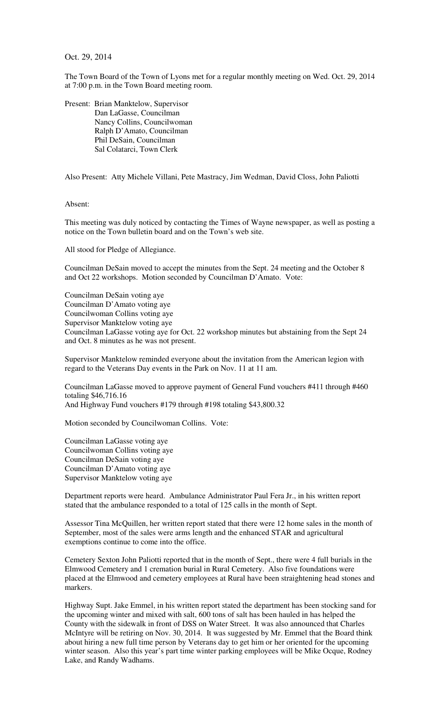Oct. 29, 2014

The Town Board of the Town of Lyons met for a regular monthly meeting on Wed. Oct. 29, 2014 at 7:00 p.m. in the Town Board meeting room.

Present: Brian Manktelow, Supervisor
Dan LaGasse, Councilman
Nancy Collins, Councilwoman
Ralph D'Amato, Councilman
Phil DeSain, Councilman
Sal Colatarci, Town Clerk

Also Present: Atty Michele Villani, Pete Mastracy, Jim Wedman, David Closs, John Paliotti

Absent:

This meeting was duly noticed by contacting the Times of Wayne newspaper, as well as posting a notice on the Town bulletin board and on the Town's web site.

All stood for Pledge of Allegiance.

Councilman DeSain moved to accept the minutes from the Sept. 24 meeting and the October 8 and Oct 22 workshops. Motion seconded by Councilman D'Amato. Vote:

Councilman DeSain voting aye
Councilman D'Amato voting aye
Councilwoman Collins voting aye
Supervisor Manktelow voting aye
Councilman LaGasse voting aye for Oct. 22 workshop minutes but abstaining from the Sept 24 and Oct. 8 minutes as he was not present.

Supervisor Manktelow reminded everyone about the invitation from the American legion with regard to the Veterans Day events in the Park on Nov. 11 at 11 am.

Councilman LaGasse moved to approve payment of General Fund vouchers #411 through #460 totaling $46,716.16
And Highway Fund vouchers #179 through #198 totaling $43,800.32

Motion seconded by Councilwoman Collins. Vote:

Councilman LaGasse voting aye
Councilwoman Collins voting aye
Councilman DeSain voting aye
Councilman D'Amato voting aye
Supervisor Manktelow voting aye

Department reports were heard. Ambulance Administrator Paul Fera Jr., in his written report stated that the ambulance responded to a total of 125 calls in the month of Sept.

Assessor Tina McQuillen, her written report stated that there were 12 home sales in the month of September, most of the sales were arms length and the enhanced STAR and agricultural exemptions continue to come into the office.

Cemetery Sexton John Paliotti reported that in the month of Sept., there were 4 full burials in the Elmwood Cemetery and 1 cremation burial in Rural Cemetery. Also five foundations were placed at the Elmwood and cemetery employees at Rural have been straightening head stones and markers.

Highway Supt. Jake Emmel, in his written report stated the department has been stocking sand for the upcoming winter and mixed with salt, 600 tons of salt has been hauled in has helped the County with the sidewalk in front of DSS on Water Street. It was also announced that Charles McIntyre will be retiring on Nov. 30, 2014. It was suggested by Mr. Emmel that the Board think about hiring a new full time person by Veterans day to get him or her oriented for the upcoming winter season. Also this year's part time winter parking employees will be Mike Ocque, Rodney Lake, and Randy Wadhams.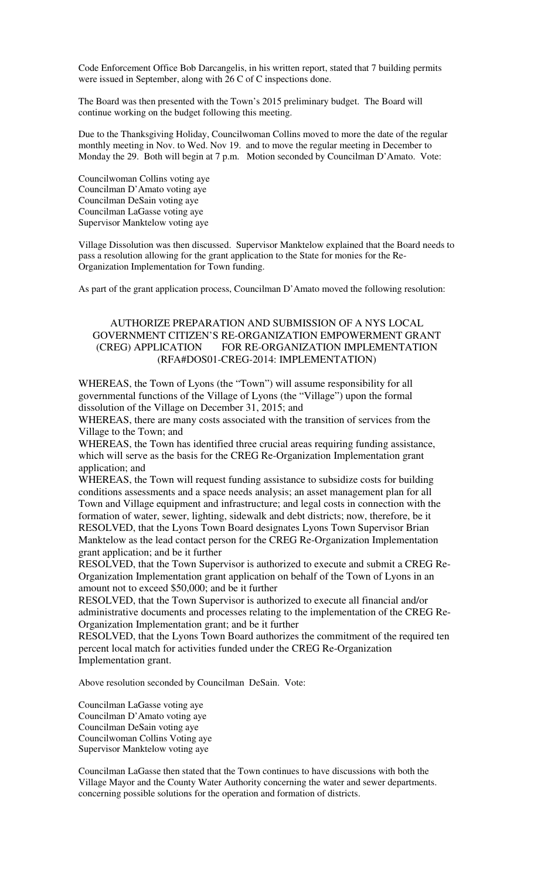Code Enforcement Office Bob Darcangelis, in his written report, stated that 7 building permits were issued in September, along with 26 C of C inspections done.

The Board was then presented with the Town's 2015 preliminary budget. The Board will continue working on the budget following this meeting.

Due to the Thanksgiving Holiday, Councilwoman Collins moved to more the date of the regular monthly meeting in Nov. to Wed. Nov 19. and to move the regular meeting in December to Monday the 29. Both will begin at 7 p.m. Motion seconded by Councilman D'Amato. Vote:

Councilwoman Collins voting aye
Councilman D'Amato voting aye
Councilman DeSain voting aye
Councilman LaGasse voting aye
Supervisor Manktelow voting aye

Village Dissolution was then discussed. Supervisor Manktelow explained that the Board needs to pass a resolution allowing for the grant application to the State for monies for the Re-Organization Implementation for Town funding.

As part of the grant application process, Councilman D'Amato moved the following resolution:

AUTHORIZE PREPARATION AND SUBMISSION OF A NYS LOCAL GOVERNMENT CITIZEN'S RE-ORGANIZATION EMPOWERMENT GRANT (CREG) APPLICATION FOR RE-ORGANIZATION IMPLEMENTATION (RFA#DOS01-CREG-2014: IMPLEMENTATION)

WHEREAS, the Town of Lyons (the "Town") will assume responsibility for all governmental functions of the Village of Lyons (the "Village") upon the formal dissolution of the Village on December 31, 2015; and
WHEREAS, there are many costs associated with the transition of services from the Village to the Town; and
WHEREAS, the Town has identified three crucial areas requiring funding assistance, which will serve as the basis for the CREG Re-Organization Implementation grant application; and
WHEREAS, the Town will request funding assistance to subsidize costs for building conditions assessments and a space needs analysis; an asset management plan for all Town and Village equipment and infrastructure; and legal costs in connection with the formation of water, sewer, lighting, sidewalk and debt districts; now, therefore, be it
RESOLVED, that the Lyons Town Board designates Lyons Town Supervisor Brian Manktelow as the lead contact person for the CREG Re-Organization Implementation grant application; and be it further
RESOLVED, that the Town Supervisor is authorized to execute and submit a CREG Re-Organization Implementation grant application on behalf of the Town of Lyons in an amount not to exceed $50,000; and be it further
RESOLVED, that the Town Supervisor is authorized to execute all financial and/or administrative documents and processes relating to the implementation of the CREG Re-Organization Implementation grant; and be it further
RESOLVED, that the Lyons Town Board authorizes the commitment of the required ten percent local match for activities funded under the CREG Re-Organization Implementation grant.

Above resolution seconded by Councilman DeSain. Vote:

Councilman LaGasse voting aye
Councilman D'Amato voting aye
Councilman DeSain voting aye
Councilwoman Collins Voting aye
Supervisor Manktelow voting aye

Councilman LaGasse then stated that the Town continues to have discussions with both the Village Mayor and the County Water Authority concerning the water and sewer departments. concerning possible solutions for the operation and formation of districts.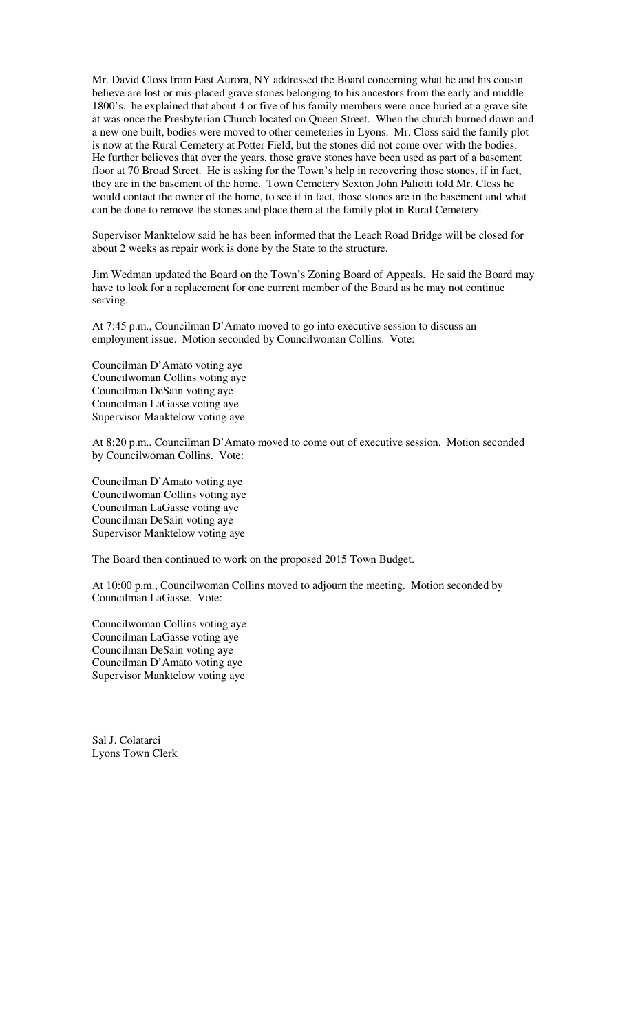Mr. David Closs from East Aurora, NY addressed the Board concerning what he and his cousin believe are lost or mis-placed grave stones belonging to his ancestors from the early and middle 1800's. he explained that about 4 or five of his family members were once buried at a grave site at was once the Presbyterian Church located on Queen Street. When the church burned down and a new one built, bodies were moved to other cemeteries in Lyons. Mr. Closs said the family plot is now at the Rural Cemetery at Potter Field, but the stones did not come over with the bodies. He further believes that over the years, those grave stones have been used as part of a basement floor at 70 Broad Street. He is asking for the Town's help in recovering those stones, if in fact, they are in the basement of the home. Town Cemetery Sexton John Paliotti told Mr. Closs he would contact the owner of the home, to see if in fact, those stones are in the basement and what can be done to remove the stones and place them at the family plot in Rural Cemetery.

Supervisor Manktelow said he has been informed that the Leach Road Bridge will be closed for about 2 weeks as repair work is done by the State to the structure.

Jim Wedman updated the Board on the Town's Zoning Board of Appeals. He said the Board may have to look for a replacement for one current member of the Board as he may not continue serving.

At 7:45 p.m., Councilman D'Amato moved to go into executive session to discuss an employment issue. Motion seconded by Councilwoman Collins. Vote:

Councilman D'Amato voting aye
Councilwoman Collins voting aye
Councilman DeSain voting aye
Councilman LaGasse voting aye
Supervisor Manktelow voting aye

At 8:20 p.m., Councilman D'Amato moved to come out of executive session. Motion seconded by Councilwoman Collins. Vote:

Councilman D'Amato voting aye
Councilwoman Collins voting aye
Councilman LaGasse voting aye
Councilman DeSain voting aye
Supervisor Manktelow voting aye

The Board then continued to work on the proposed 2015 Town Budget.

At 10:00 p.m., Councilwoman Collins moved to adjourn the meeting. Motion seconded by Councilman LaGasse. Vote:

Councilwoman Collins voting aye
Councilman LaGasse voting aye
Councilman DeSain voting aye
Councilman D'Amato voting aye
Supervisor Manktelow voting aye

Sal J. Colatarci
Lyons Town Clerk